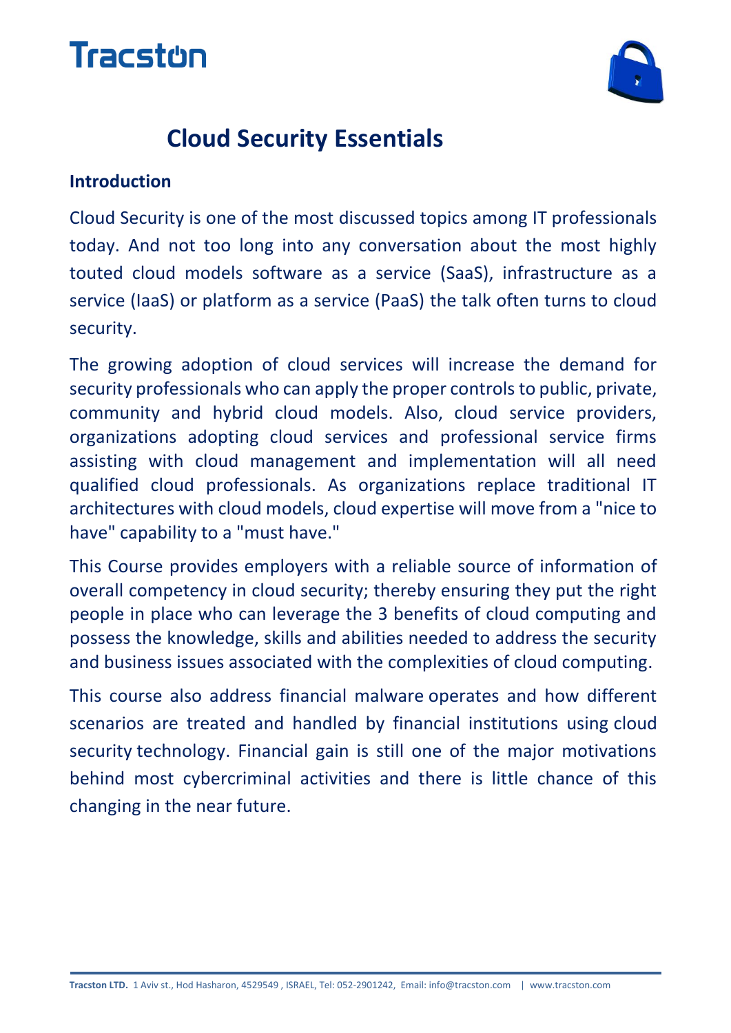Tracston

# Cloud Security Essentials

**Introduction**

Cloud Security is one of the most discussed topics among IT professionals today. And not too long into any conversation about the most highly touted cloud models software as a service (SaaS), infrastructure as a service (IaaS) or platform as a service (PaaS) the talk often turns to cloud security.

The growing adoption of cloud services will increase the demand for security professionals who can apply the proper controls to public, private, community and hybrid cloud models. Also, cloud service providers, organizations adopting cloud services and professional service firms assisting with cloud management and implementation will all need qualified cloud professionals. As organizations replace traditional IT architectures with cloud models, cloud expertise will move from a "nice to have" capability to a "must have."

This Course provides employers with a reliable source of information of overall competency in cloud security; thereby ensuring they put the right people in place who can leverage the 3 benefits of cloud computing and possess the knowledge, skills and abilities needed to address the security and business issues associated with the complexities of cloud computing.

This course also address financial malware operates and how different scenarios are treated and handled by financial institutions using cloud security technology. Financial gain is still one of the major motivations behind most cybercriminal activities and there is little chance of this changing in the near future.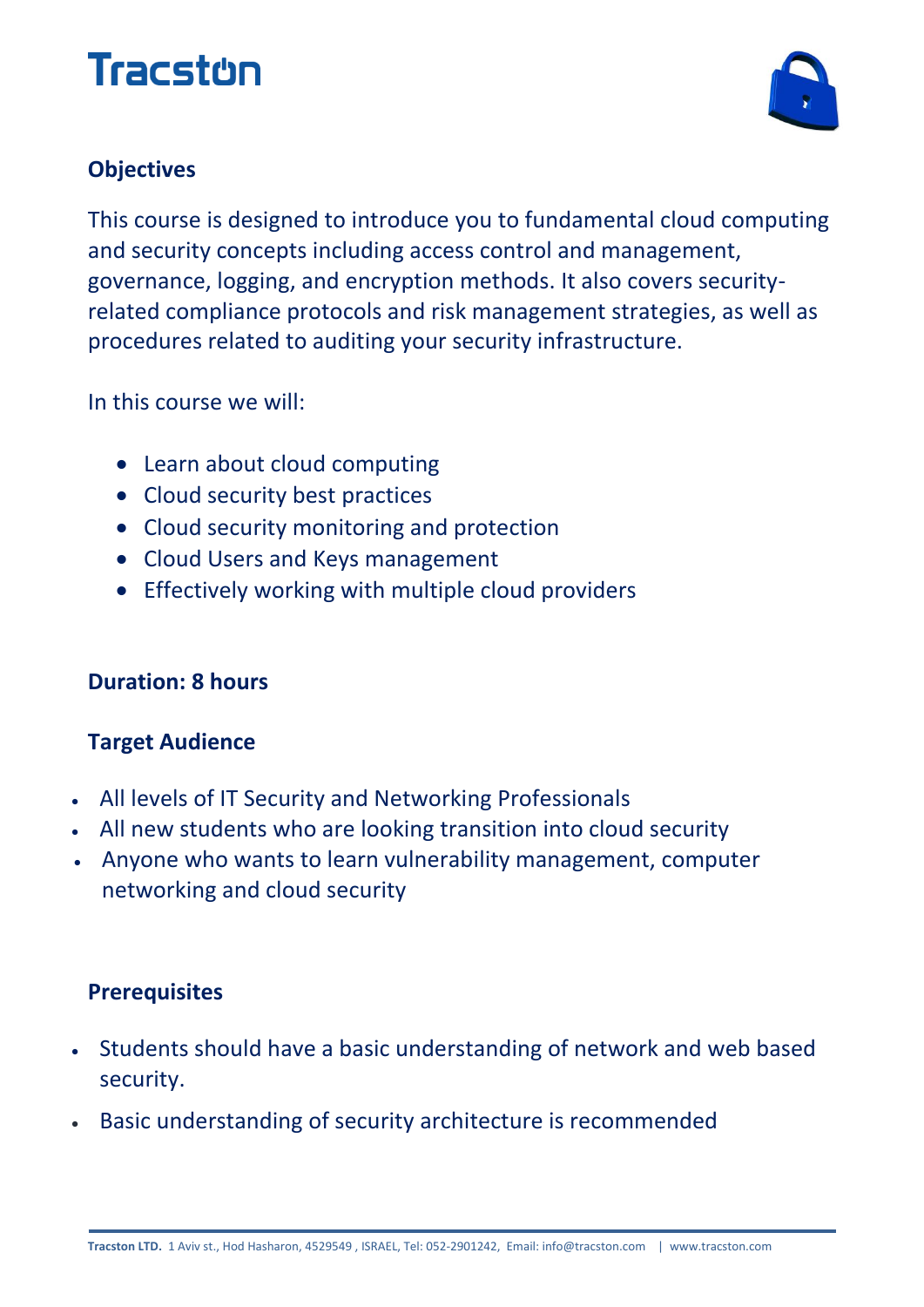## Objectives

This course is designed to introduce you to fundamental cloud computing and security concepts including access control and management, governance, logging, and encryption methods. It also covers security-related compliance protocols and risk management strategies, as well as procedures related to auditing your security infrastructure.

In this course we will:

- Learn about cloud computing
- Cloud security best practices
- Cloud security monitoring and protection
- Cloud Users and Keys management
- Effectively working with multiple cloud providers

## Duration: 8 hours

## Target Audience

- All levels of IT Security and Networking Professionals
- All new students who are looking transition into cloud security
- Anyone who wants to learn vulnerability management, computer networking and cloud security

## Prerequisites

- Students should have a basic understanding of network and web based security.
- Basic understanding of security architecture is recommended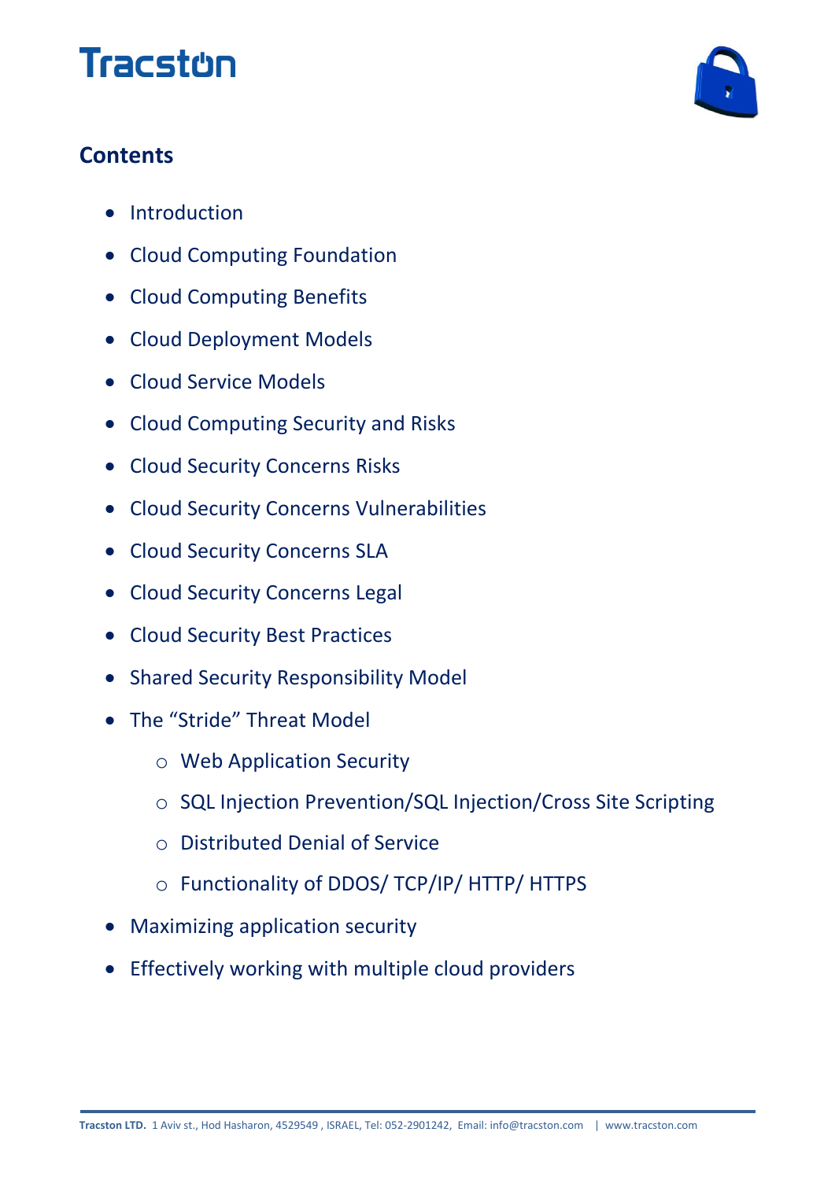# Tracston

## Contents

- Introduction
- Cloud Computing Foundation
- Cloud Computing Benefits
- Cloud Deployment Models
- Cloud Service Models
- Cloud Computing Security and Risks
- Cloud Security Concerns Risks
- Cloud Security Concerns Vulnerabilities
- Cloud Security Concerns SLA
- Cloud Security Concerns Legal
- Cloud Security Best Practices
- Shared Security Responsibility Model
- The "Stride" Threat Model
    - Web Application Security
    - SQL Injection Prevention/SQL Injection/Cross Site Scripting
    - Distributed Denial of Service
    - Functionality of DDOS/ TCP/IP/ HTTP/ HTTPS
- Maximizing application security
- Effectively working with multiple cloud providers

**Tracston LTD.** 1 Aviv st., Hod Hasharon, 4529549 , ISRAEL, Tel: 052-2901242, Email: info@tracston.com | www.tracston.com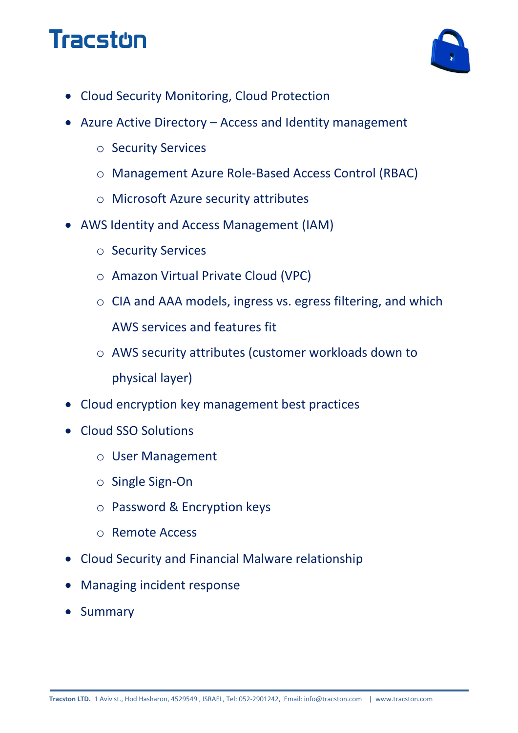- Cloud Security Monitoring, Cloud Protection
- Azure Active Directory – Access and Identity management
    - Security Services
    - Management Azure Role-Based Access Control (RBAC)
    - Microsoft Azure security attributes
- AWS Identity and Access Management (IAM)
    - Security Services
    - Amazon Virtual Private Cloud (VPC)
    - CIA and AAA models, ingress vs. egress filtering, and which AWS services and features fit
    - AWS security attributes (customer workloads down to physical layer)
- Cloud encryption key management best practices
- Cloud SSO Solutions
    - User Management
    - Single Sign-On
    - Password & Encryption keys
    - Remote Access
- Cloud Security and Financial Malware relationship
- Managing incident response
- Summary